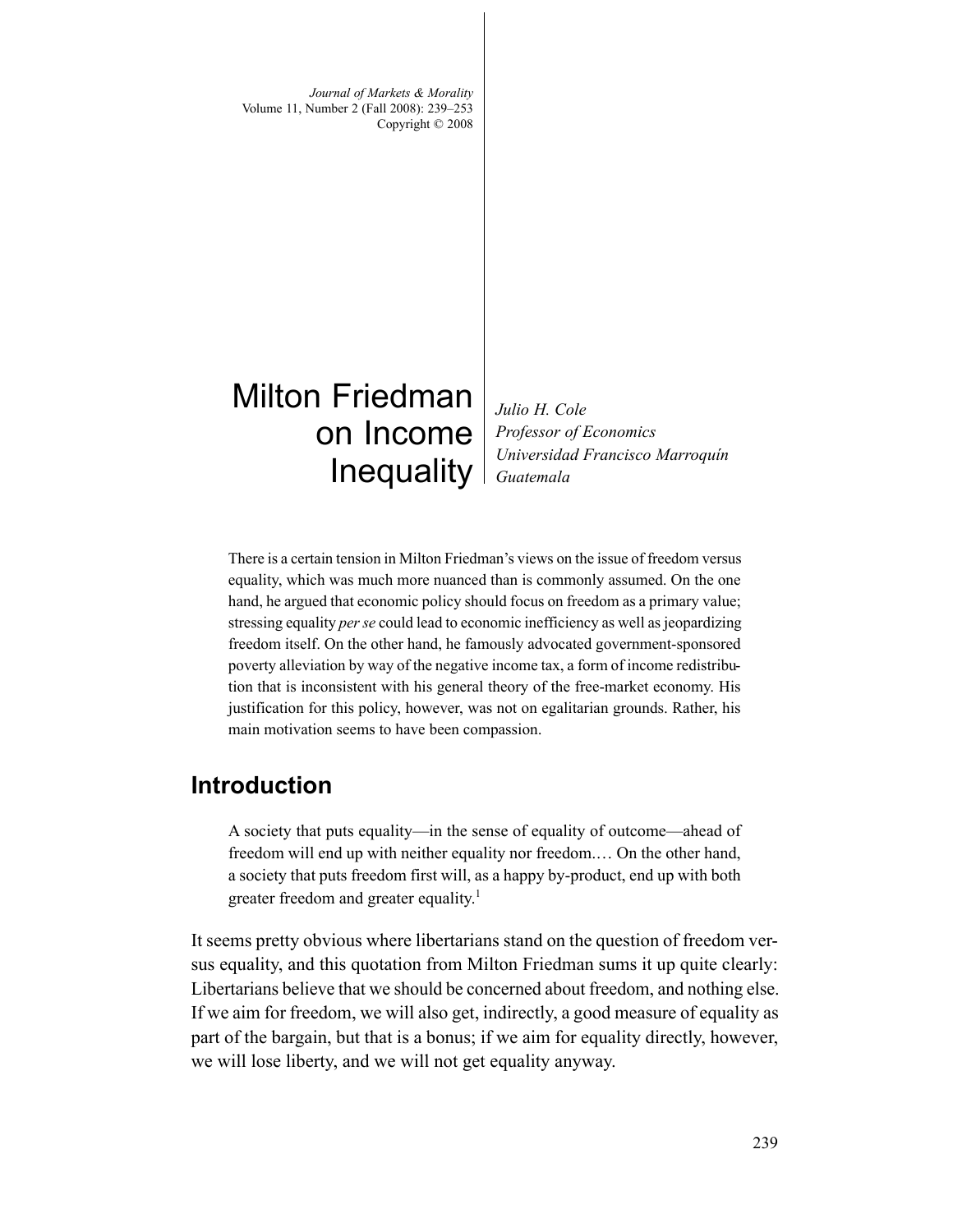# Milton Friedman on Income Inequality

*Julio H. Cole*
*Professor of Economics*
*Universidad Francisco Marroquín*
*Guatemala*

There is a certain tension in Milton Friedman's views on the issue of freedom versus equality, which was much more nuanced than is commonly assumed. On the one hand, he argued that economic policy should focus on freedom as a primary value; stressing equality *per se* could lead to economic inefficiency as well as jeopardizing freedom itself. On the other hand, he famously advocated government-sponsored poverty alleviation by way of the negative income tax, a form of income redistribution that is inconsistent with his general theory of the free-market economy. His justification for this policy, however, was not on egalitarian grounds. Rather, his main motivation seems to have been compassion.

## Introduction

> A society that puts equality—in the sense of equality of outcome—ahead of freedom will end up with neither equality nor freedom.… On the other hand, a society that puts freedom first will, as a happy by-product, end up with both greater freedom and greater equality.[1]

It seems pretty obvious where libertarians stand on the question of freedom versus equality, and this quotation from Milton Friedman sums it up quite clearly: Libertarians believe that we should be concerned about freedom, and nothing else. If we aim for freedom, we will also get, indirectly, a good measure of equality as part of the bargain, but that is a bonus; if we aim for equality directly, however, we will lose liberty, and we will not get equality anyway.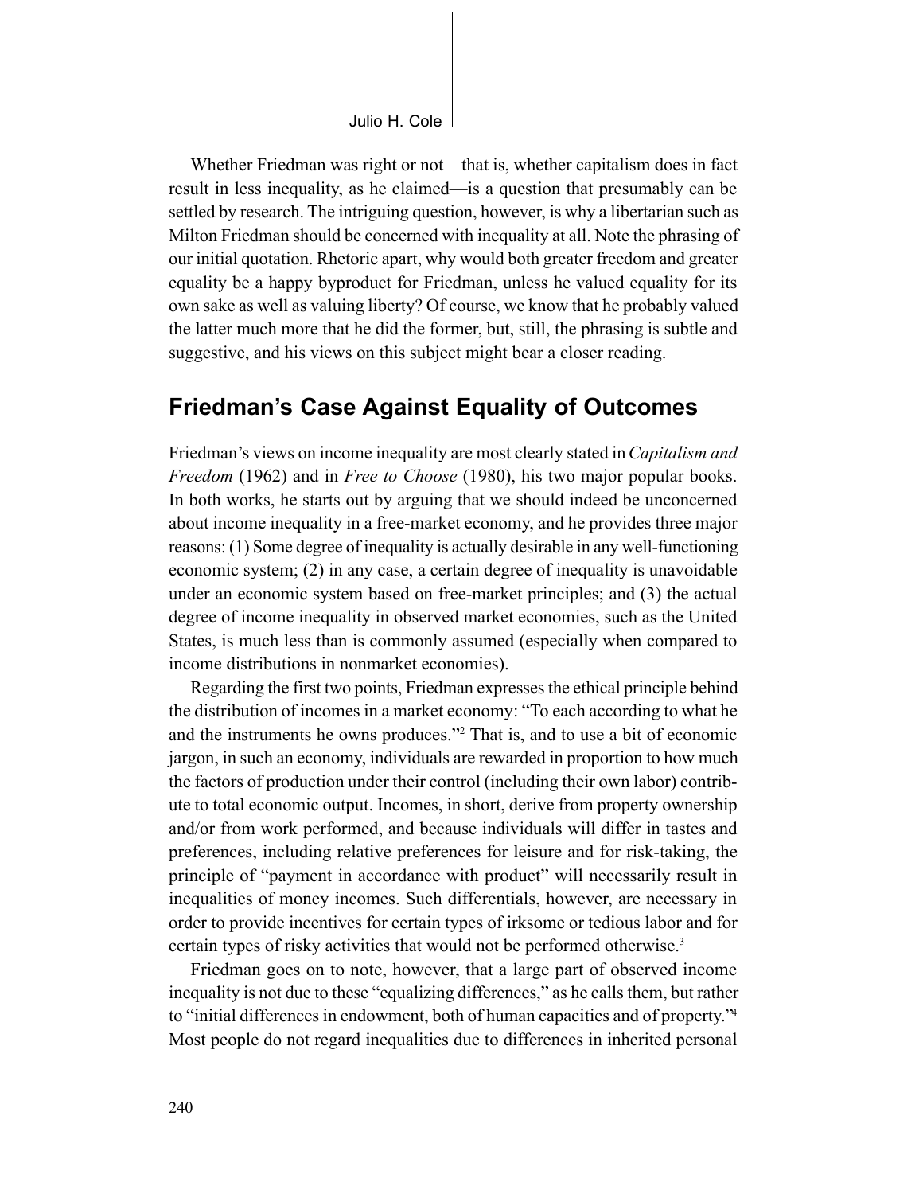Whether Friedman was right or not—that is, whether capitalism does in fact result in less inequality, as he claimed—is a question that presumably can be settled by research. The intriguing question, however, is why a libertarian such as Milton Friedman should be concerned with inequality at all. Note the phrasing of our initial quotation. Rhetoric apart, why would both greater freedom and greater equality be a happy byproduct for Friedman, unless he valued equality for its own sake as well as valuing liberty? Of course, we know that he probably valued the latter much more that he did the former, but, still, the phrasing is subtle and suggestive, and his views on this subject might bear a closer reading.

## Friedman's Case Against Equality of Outcomes

Friedman's views on income inequality are most clearly stated in *Capitalism and Freedom* (1962) and in *Free to Choose* (1980), his two major popular books. In both works, he starts out by arguing that we should indeed be unconcerned about income inequality in a free-market economy, and he provides three major reasons: (1) Some degree of inequality is actually desirable in any well-functioning economic system; (2) in any case, a certain degree of inequality is unavoidable under an economic system based on free-market principles; and (3) the actual degree of income inequality in observed market economies, such as the United States, is much less than is commonly assumed (especially when compared to income distributions in nonmarket economies).

Regarding the first two points, Friedman expresses the ethical principle behind the distribution of incomes in a market economy: "To each according to what he and the instruments he owns produces."[2] That is, and to use a bit of economic jargon, in such an economy, individuals are rewarded in proportion to how much the factors of production under their control (including their own labor) contribute to total economic output. Incomes, in short, derive from property ownership and/or from work performed, and because individuals will differ in tastes and preferences, including relative preferences for leisure and for risk-taking, the principle of "payment in accordance with product" will necessarily result in inequalities of money incomes. Such differentials, however, are necessary in order to provide incentives for certain types of irksome or tedious labor and for certain types of risky activities that would not be performed otherwise.[3]

Friedman goes on to note, however, that a large part of observed income inequality is not due to these "equalizing differences," as he calls them, but rather to "initial differences in endowment, both of human capacities and of property."[4] Most people do not regard inequalities due to differences in inherited personal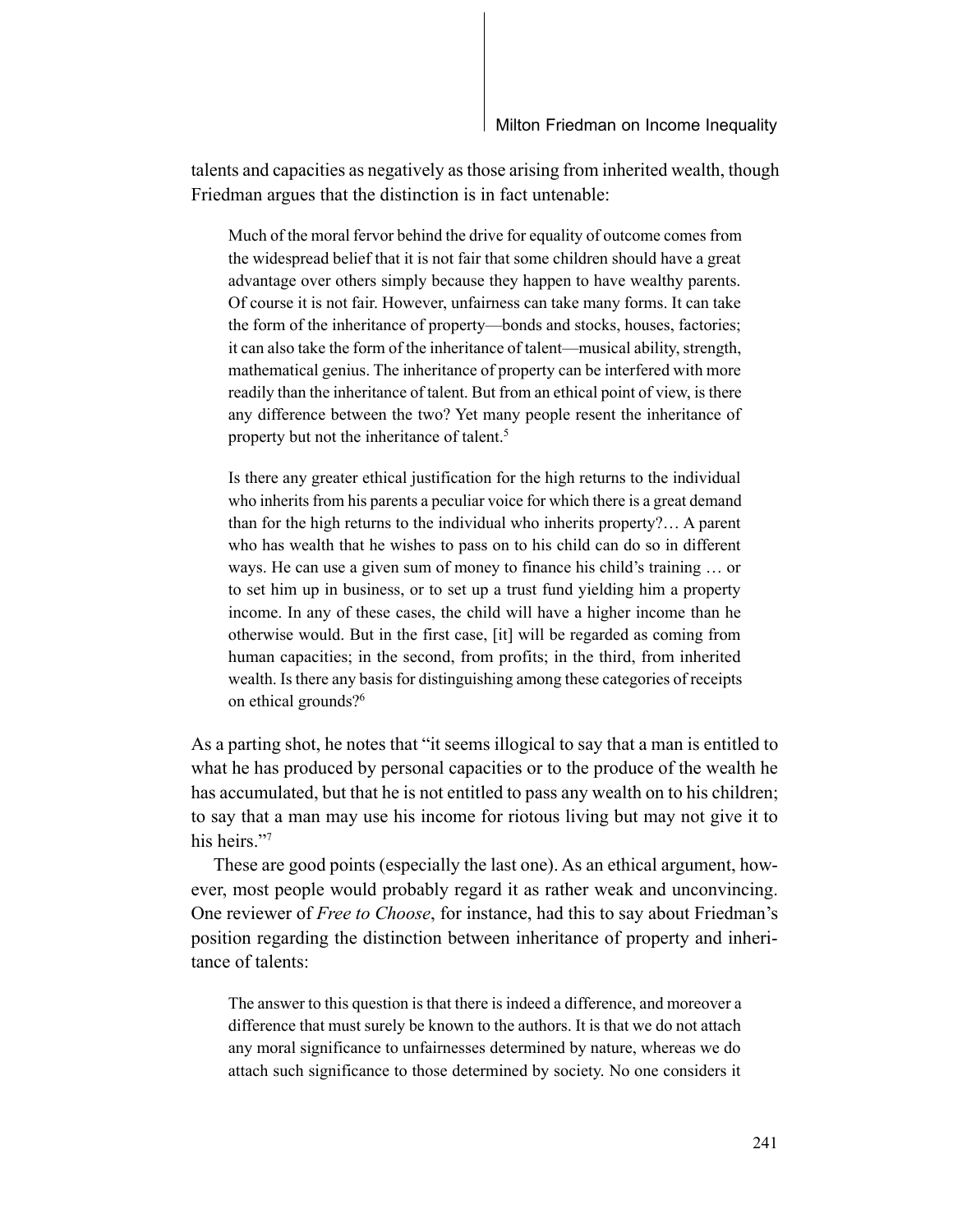talents and capacities as negatively as those arising from inherited wealth, though Friedman argues that the distinction is in fact untenable:

> Much of the moral fervor behind the drive for equality of outcome comes from the widespread belief that it is not fair that some children should have a great advantage over others simply because they happen to have wealthy parents. Of course it is not fair. However, unfairness can take many forms. It can take the form of the inheritance of property—bonds and stocks, houses, factories; it can also take the form of the inheritance of talent—musical ability, strength, mathematical genius. The inheritance of property can be interfered with more readily than the inheritance of talent. But from an ethical point of view, is there any difference between the two? Yet many people resent the inheritance of property but not the inheritance of talent.[5]

> Is there any greater ethical justification for the high returns to the individual who inherits from his parents a peculiar voice for which there is a great demand than for the high returns to the individual who inherits property?… A parent who has wealth that he wishes to pass on to his child can do so in different ways. He can use a given sum of money to finance his child's training … or to set him up in business, or to set up a trust fund yielding him a property income. In any of these cases, the child will have a higher income than he otherwise would. But in the first case, [it] will be regarded as coming from human capacities; in the second, from profits; in the third, from inherited wealth. Is there any basis for distinguishing among these categories of receipts on ethical grounds?[6]

As a parting shot, he notes that "it seems illogical to say that a man is entitled to what he has produced by personal capacities or to the produce of the wealth he has accumulated, but that he is not entitled to pass any wealth on to his children; to say that a man may use his income for riotous living but may not give it to his heirs."[7]

These are good points (especially the last one). As an ethical argument, however, most people would probably regard it as rather weak and unconvincing. One reviewer of *Free to Choose*, for instance, had this to say about Friedman's position regarding the distinction between inheritance of property and inheritance of talents:

> The answer to this question is that there is indeed a difference, and moreover a difference that must surely be known to the authors. It is that we do not attach any moral significance to unfairnesses determined by nature, whereas we do attach such significance to those determined by society. No one considers it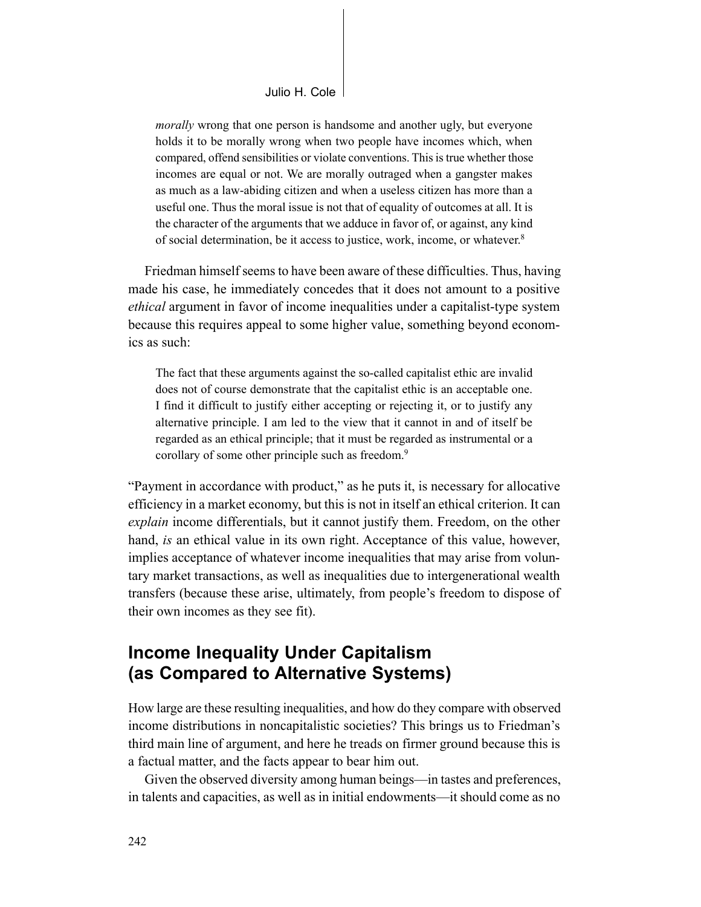> *morally* wrong that one person is handsome and another ugly, but everyone holds it to be morally wrong when two people have incomes which, when compared, offend sensibilities or violate conventions. This is true whether those incomes are equal or not. We are morally outraged when a gangster makes as much as a law-abiding citizen and when a useless citizen has more than a useful one. Thus the moral issue is not that of equality of outcomes at all. It is the character of the arguments that we adduce in favor of, or against, any kind of social determination, be it access to justice, work, income, or whatever.[8]

Friedman himself seems to have been aware of these difficulties. Thus, having made his case, he immediately concedes that it does not amount to a positive *ethical* argument in favor of income inequalities under a capitalist-type system because this requires appeal to some higher value, something beyond economics as such:

> The fact that these arguments against the so-called capitalist ethic are invalid does not of course demonstrate that the capitalist ethic is an acceptable one. I find it difficult to justify either accepting or rejecting it, or to justify any alternative principle. I am led to the view that it cannot in and of itself be regarded as an ethical principle; that it must be regarded as instrumental or a corollary of some other principle such as freedom.[9]

"Payment in accordance with product," as he puts it, is necessary for allocative efficiency in a market economy, but this is not in itself an ethical criterion. It can *explain* income differentials, but it cannot justify them. Freedom, on the other hand, *is* an ethical value in its own right. Acceptance of this value, however, implies acceptance of whatever income inequalities that may arise from voluntary market transactions, as well as inequalities due to intergenerational wealth transfers (because these arise, ultimately, from people's freedom to dispose of their own incomes as they see fit).

## Income Inequality Under Capitalism (as Compared to Alternative Systems)

How large are these resulting inequalities, and how do they compare with observed income distributions in noncapitalistic societies? This brings us to Friedman's third main line of argument, and here he treads on firmer ground because this is a factual matter, and the facts appear to bear him out.

Given the observed diversity among human beings—in tastes and preferences, in talents and capacities, as well as in initial endowments—it should come as no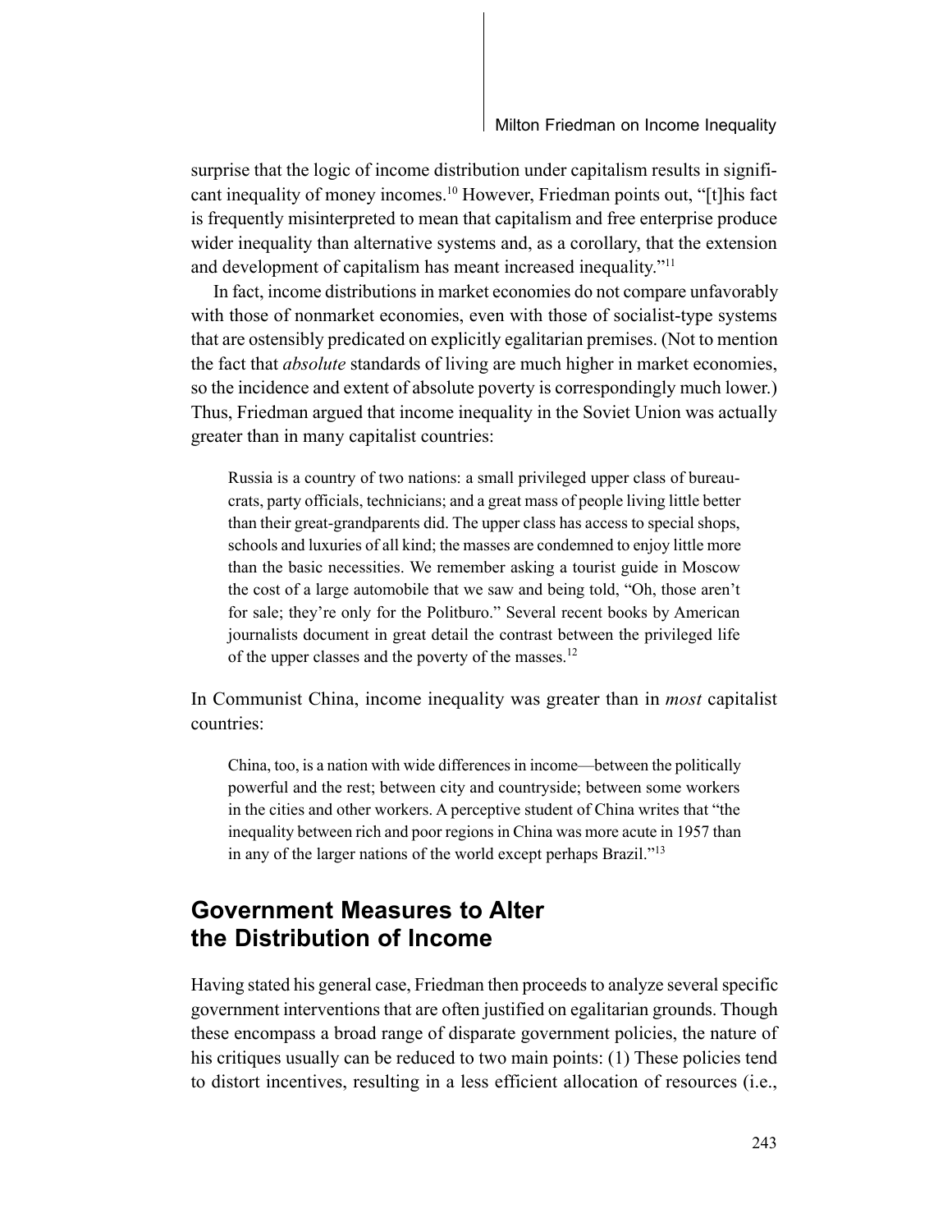surprise that the logic of income distribution under capitalism results in significant inequality of money incomes.[10] However, Friedman points out, "[t]his fact is frequently misinterpreted to mean that capitalism and free enterprise produce wider inequality than alternative systems and, as a corollary, that the extension and development of capitalism has meant increased inequality."[11]

In fact, income distributions in market economies do not compare unfavorably with those of nonmarket economies, even with those of socialist-type systems that are ostensibly predicated on explicitly egalitarian premises. (Not to mention the fact that *absolute* standards of living are much higher in market economies, so the incidence and extent of absolute poverty is correspondingly much lower.) Thus, Friedman argued that income inequality in the Soviet Union was actually greater than in many capitalist countries:

> Russia is a country of two nations: a small privileged upper class of bureaucrats, party officials, technicians; and a great mass of people living little better than their great-grandparents did. The upper class has access to special shops, schools and luxuries of all kind; the masses are condemned to enjoy little more than the basic necessities. We remember asking a tourist guide in Moscow the cost of a large automobile that we saw and being told, "Oh, those aren't for sale; they're only for the Politburo." Several recent books by American journalists document in great detail the contrast between the privileged life of the upper classes and the poverty of the masses.[12]

In Communist China, income inequality was greater than in *most* capitalist countries:

> China, too, is a nation with wide differences in income—between the politically powerful and the rest; between city and countryside; between some workers in the cities and other workers. A perceptive student of China writes that "the inequality between rich and poor regions in China was more acute in 1957 than in any of the larger nations of the world except perhaps Brazil."[13]

## Government Measures to Alter the Distribution of Income

Having stated his general case, Friedman then proceeds to analyze several specific government interventions that are often justified on egalitarian grounds. Though these encompass a broad range of disparate government policies, the nature of his critiques usually can be reduced to two main points: (1) These policies tend to distort incentives, resulting in a less efficient allocation of resources (i.e.,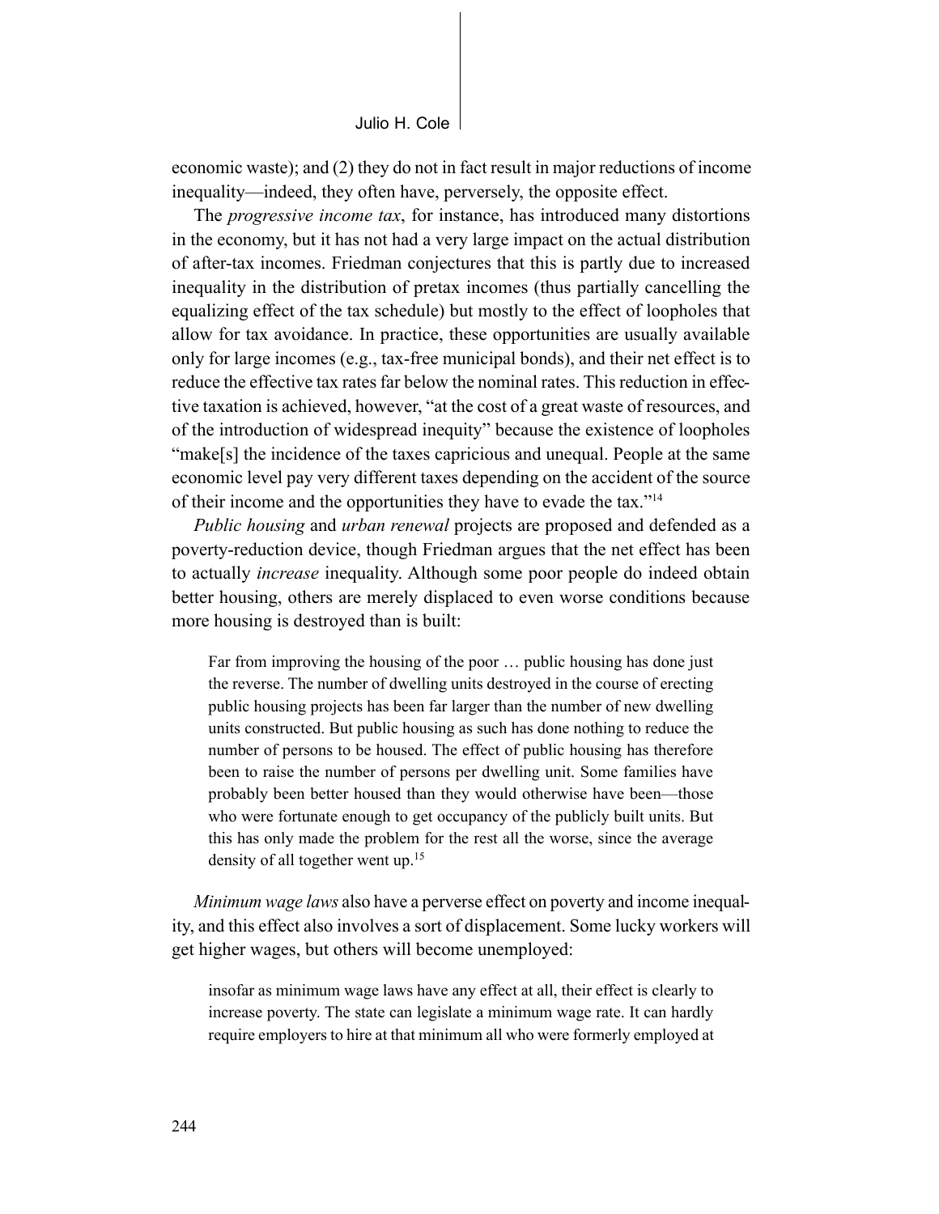economic waste); and (2) they do not in fact result in major reductions of income inequality—indeed, they often have, perversely, the opposite effect.

The *progressive income tax*, for instance, has introduced many distortions in the economy, but it has not had a very large impact on the actual distribution of after-tax incomes. Friedman conjectures that this is partly due to increased inequality in the distribution of pretax incomes (thus partially cancelling the equalizing effect of the tax schedule) but mostly to the effect of loopholes that allow for tax avoidance. In practice, these opportunities are usually available only for large incomes (e.g., tax-free municipal bonds), and their net effect is to reduce the effective tax rates far below the nominal rates. This reduction in effective taxation is achieved, however, "at the cost of a great waste of resources, and of the introduction of widespread inequity" because the existence of loopholes "make[s] the incidence of the taxes capricious and unequal. People at the same economic level pay very different taxes depending on the accident of the source of their income and the opportunities they have to evade the tax."[14]

*Public housing* and *urban renewal* projects are proposed and defended as a poverty-reduction device, though Friedman argues that the net effect has been to actually *increase* inequality. Although some poor people do indeed obtain better housing, others are merely displaced to even worse conditions because more housing is destroyed than is built:

> Far from improving the housing of the poor … public housing has done just the reverse. The number of dwelling units destroyed in the course of erecting public housing projects has been far larger than the number of new dwelling units constructed. But public housing as such has done nothing to reduce the number of persons to be housed. The effect of public housing has therefore been to raise the number of persons per dwelling unit. Some families have probably been better housed than they would otherwise have been—those who were fortunate enough to get occupancy of the publicly built units. But this has only made the problem for the rest all the worse, since the average density of all together went up.[15]

*Minimum wage laws* also have a perverse effect on poverty and income inequality, and this effect also involves a sort of displacement. Some lucky workers will get higher wages, but others will become unemployed:

> insofar as minimum wage laws have any effect at all, their effect is clearly to increase poverty. The state can legislate a minimum wage rate. It can hardly require employers to hire at that minimum all who were formerly employed at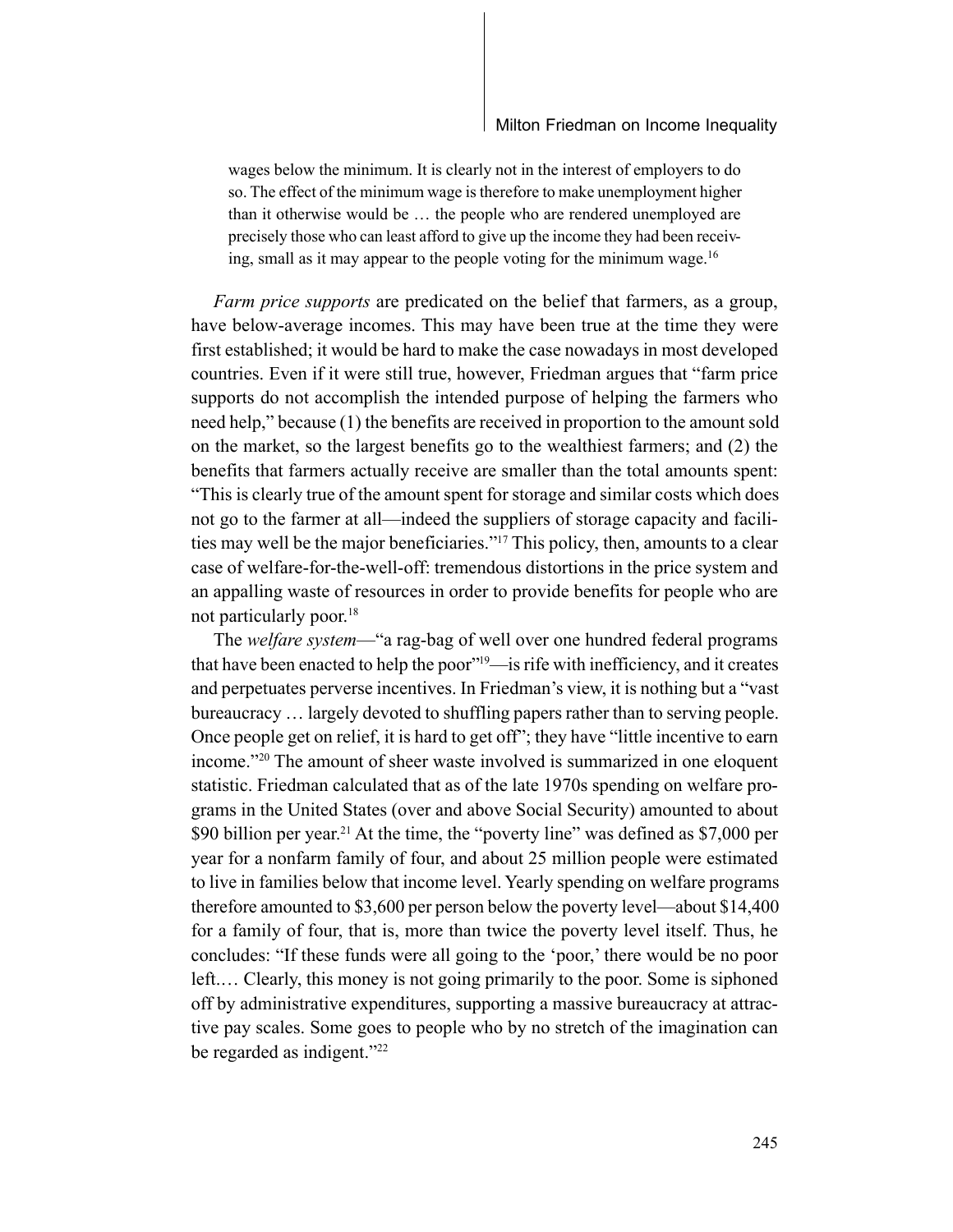> wages below the minimum. It is clearly not in the interest of employers to do so. The effect of the minimum wage is therefore to make unemployment higher than it otherwise would be … the people who are rendered unemployed are precisely those who can least afford to give up the income they had been receiving, small as it may appear to the people voting for the minimum wage.[16]

*Farm price supports* are predicated on the belief that farmers, as a group, have below-average incomes. This may have been true at the time they were first established; it would be hard to make the case nowadays in most developed countries. Even if it were still true, however, Friedman argues that "farm price supports do not accomplish the intended purpose of helping the farmers who need help," because (1) the benefits are received in proportion to the amount sold on the market, so the largest benefits go to the wealthiest farmers; and (2) the benefits that farmers actually receive are smaller than the total amounts spent: "This is clearly true of the amount spent for storage and similar costs which does not go to the farmer at all—indeed the suppliers of storage capacity and facilities may well be the major beneficiaries."[17] This policy, then, amounts to a clear case of welfare-for-the-well-off: tremendous distortions in the price system and an appalling waste of resources in order to provide benefits for people who are not particularly poor.[18]

The *welfare system*—"a rag-bag of well over one hundred federal programs that have been enacted to help the poor"[19]—is rife with inefficiency, and it creates and perpetuates perverse incentives. In Friedman's view, it is nothing but a "vast bureaucracy … largely devoted to shuffling papers rather than to serving people. Once people get on relief, it is hard to get off"; they have "little incentive to earn income."[20] The amount of sheer waste involved is summarized in one eloquent statistic. Friedman calculated that as of the late 1970s spending on welfare programs in the United States (over and above Social Security) amounted to about \$90 billion per year.[21] At the time, the "poverty line" was defined as \$7,000 per year for a nonfarm family of four, and about 25 million people were estimated to live in families below that income level. Yearly spending on welfare programs therefore amounted to \$3,600 per person below the poverty level—about \$14,400 for a family of four, that is, more than twice the poverty level itself. Thus, he concludes: "If these funds were all going to the 'poor,' there would be no poor left.… Clearly, this money is not going primarily to the poor. Some is siphoned off by administrative expenditures, supporting a massive bureaucracy at attractive pay scales. Some goes to people who by no stretch of the imagination can be regarded as indigent."[22]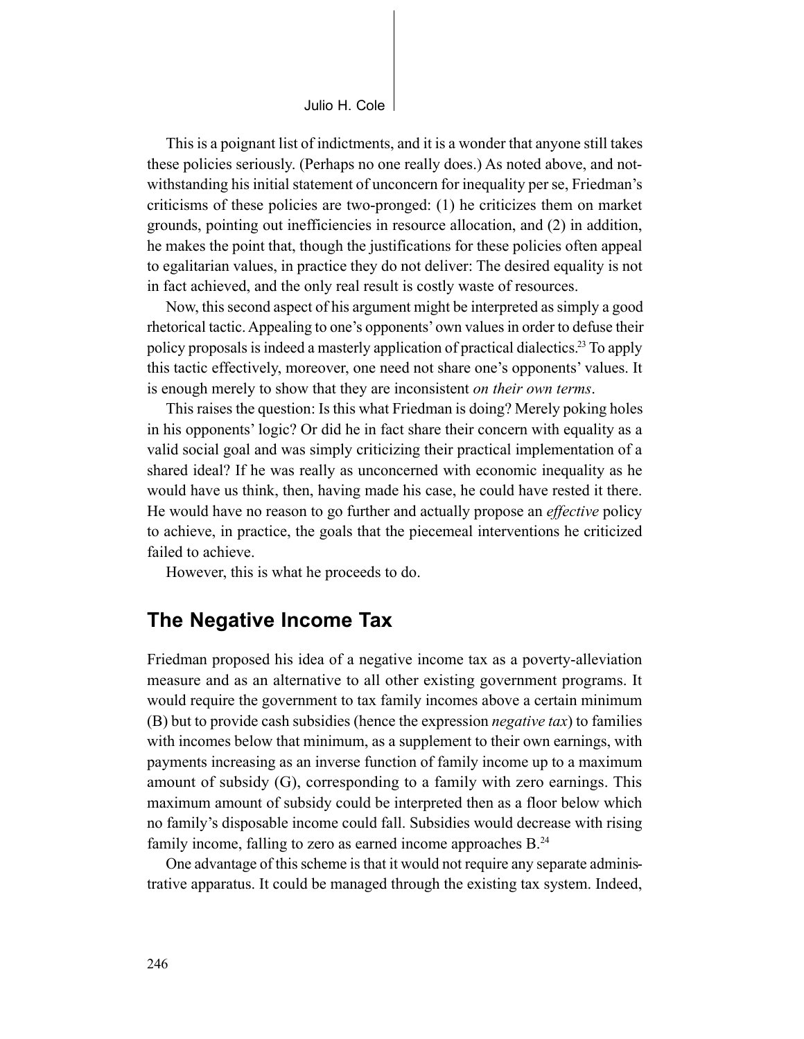This is a poignant list of indictments, and it is a wonder that anyone still takes these policies seriously. (Perhaps no one really does.) As noted above, and notwithstanding his initial statement of unconcern for inequality per se, Friedman's criticisms of these policies are two-pronged: (1) he criticizes them on market grounds, pointing out inefficiencies in resource allocation, and (2) in addition, he makes the point that, though the justifications for these policies often appeal to egalitarian values, in practice they do not deliver: The desired equality is not in fact achieved, and the only real result is costly waste of resources.

Now, this second aspect of his argument might be interpreted as simply a good rhetorical tactic. Appealing to one's opponents' own values in order to defuse their policy proposals is indeed a masterly application of practical dialectics.[23] To apply this tactic effectively, moreover, one need not share one's opponents' values. It is enough merely to show that they are inconsistent *on their own terms*.

This raises the question: Is this what Friedman is doing? Merely poking holes in his opponents' logic? Or did he in fact share their concern with equality as a valid social goal and was simply criticizing their practical implementation of a shared ideal? If he was really as unconcerned with economic inequality as he would have us think, then, having made his case, he could have rested it there. He would have no reason to go further and actually propose an *effective* policy to achieve, in practice, the goals that the piecemeal interventions he criticized failed to achieve.

However, this is what he proceeds to do.

## The Negative Income Tax

Friedman proposed his idea of a negative income tax as a poverty-alleviation measure and as an alternative to all other existing government programs. It would require the government to tax family incomes above a certain minimum (B) but to provide cash subsidies (hence the expression *negative tax*) to families with incomes below that minimum, as a supplement to their own earnings, with payments increasing as an inverse function of family income up to a maximum amount of subsidy (G), corresponding to a family with zero earnings. This maximum amount of subsidy could be interpreted then as a floor below which no family's disposable income could fall. Subsidies would decrease with rising family income, falling to zero as earned income approaches B.[24]

One advantage of this scheme is that it would not require any separate administrative apparatus. It could be managed through the existing tax system. Indeed,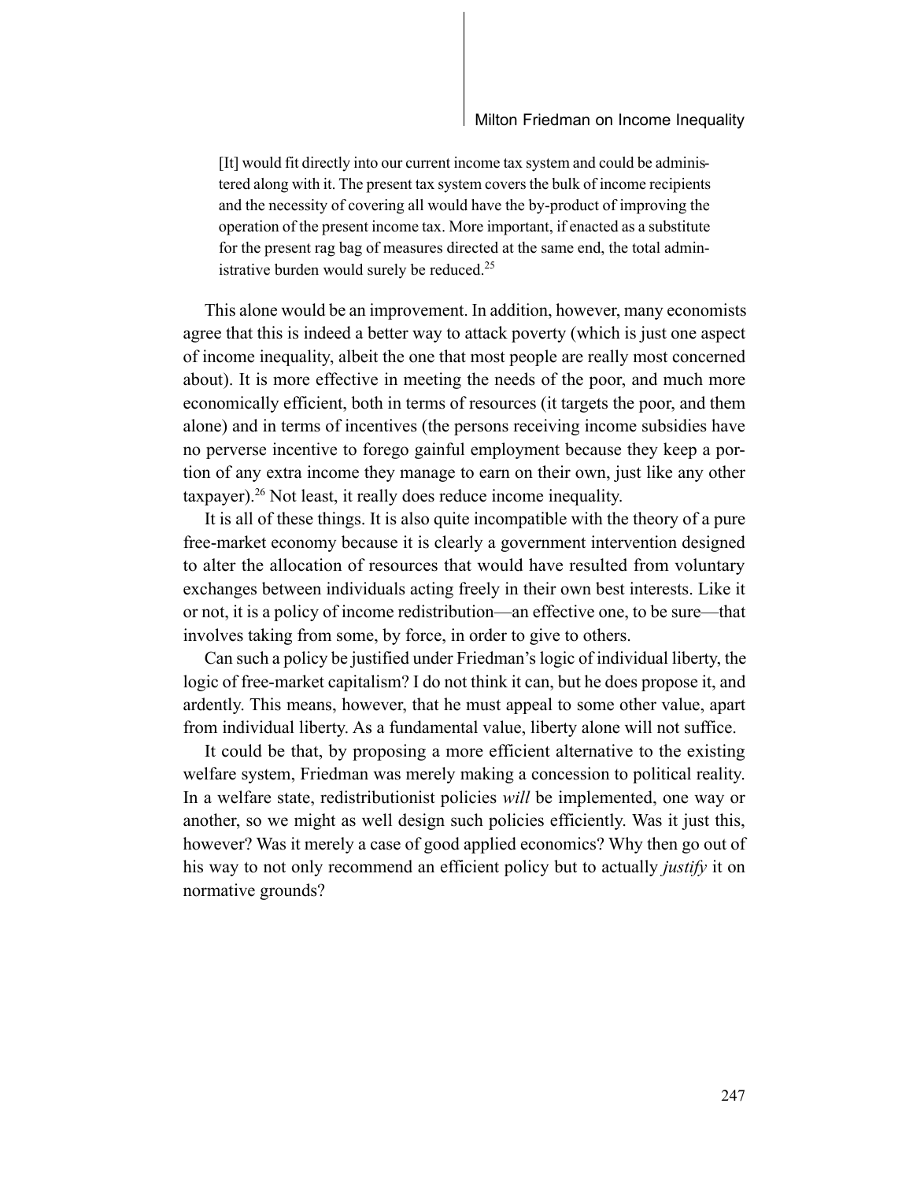> [It] would fit directly into our current income tax system and could be administered along with it. The present tax system covers the bulk of income recipients and the necessity of covering all would have the by-product of improving the operation of the present income tax. More important, if enacted as a substitute for the present rag bag of measures directed at the same end, the total administrative burden would surely be reduced.[25]

This alone would be an improvement. In addition, however, many economists agree that this is indeed a better way to attack poverty (which is just one aspect of income inequality, albeit the one that most people are really most concerned about). It is more effective in meeting the needs of the poor, and much more economically efficient, both in terms of resources (it targets the poor, and them alone) and in terms of incentives (the persons receiving income subsidies have no perverse incentive to forego gainful employment because they keep a portion of any extra income they manage to earn on their own, just like any other taxpayer).[26] Not least, it really does reduce income inequality.

It is all of these things. It is also quite incompatible with the theory of a pure free-market economy because it is clearly a government intervention designed to alter the allocation of resources that would have resulted from voluntary exchanges between individuals acting freely in their own best interests. Like it or not, it is a policy of income redistribution—an effective one, to be sure—that involves taking from some, by force, in order to give to others.

Can such a policy be justified under Friedman's logic of individual liberty, the logic of free-market capitalism? I do not think it can, but he does propose it, and ardently. This means, however, that he must appeal to some other value, apart from individual liberty. As a fundamental value, liberty alone will not suffice.

It could be that, by proposing a more efficient alternative to the existing welfare system, Friedman was merely making a concession to political reality. In a welfare state, redistributionist policies *will* be implemented, one way or another, so we might as well design such policies efficiently. Was it just this, however? Was it merely a case of good applied economics? Why then go out of his way to not only recommend an efficient policy but to actually *justify* it on normative grounds?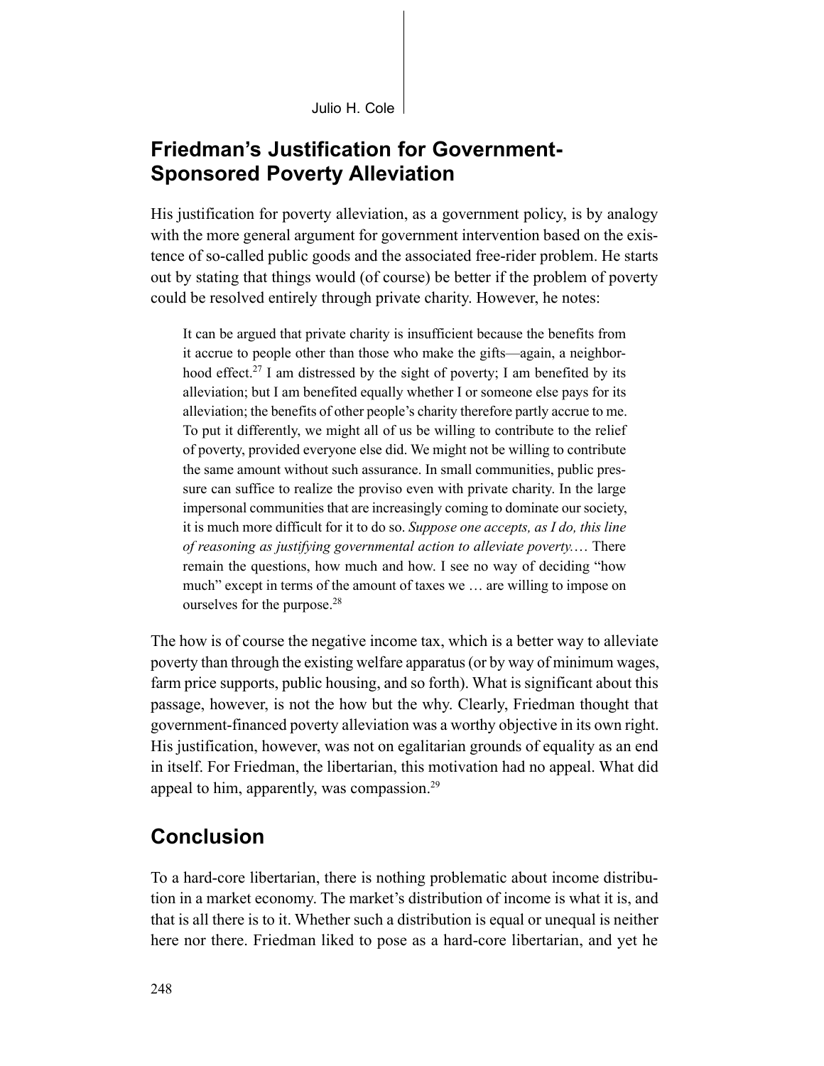## Friedman's Justification for Government-Sponsored Poverty Alleviation

His justification for poverty alleviation, as a government policy, is by analogy with the more general argument for government intervention based on the existence of so-called public goods and the associated free-rider problem. He starts out by stating that things would (of course) be better if the problem of poverty could be resolved entirely through private charity. However, he notes:

> It can be argued that private charity is insufficient because the benefits from it accrue to people other than those who make the gifts—again, a neighborhood effect.[27] I am distressed by the sight of poverty; I am benefited by its alleviation; but I am benefited equally whether I or someone else pays for its alleviation; the benefits of other people's charity therefore partly accrue to me. To put it differently, we might all of us be willing to contribute to the relief of poverty, provided everyone else did. We might not be willing to contribute the same amount without such assurance. In small communities, public pressure can suffice to realize the proviso even with private charity. In the large impersonal communities that are increasingly coming to dominate our society, it is much more difficult for it to do so. *Suppose one accepts, as I do, this line of reasoning as justifying governmental action to alleviate poverty.*… There remain the questions, how much and how. I see no way of deciding "how much" except in terms of the amount of taxes we … are willing to impose on ourselves for the purpose.[28]

The how is of course the negative income tax, which is a better way to alleviate poverty than through the existing welfare apparatus (or by way of minimum wages, farm price supports, public housing, and so forth). What is significant about this passage, however, is not the how but the why. Clearly, Friedman thought that government-financed poverty alleviation was a worthy objective in its own right. His justification, however, was not on egalitarian grounds of equality as an end in itself. For Friedman, the libertarian, this motivation had no appeal. What did appeal to him, apparently, was compassion.[29]

## Conclusion

To a hard-core libertarian, there is nothing problematic about income distribution in a market economy. The market's distribution of income is what it is, and that is all there is to it. Whether such a distribution is equal or unequal is neither here nor there. Friedman liked to pose as a hard-core libertarian, and yet he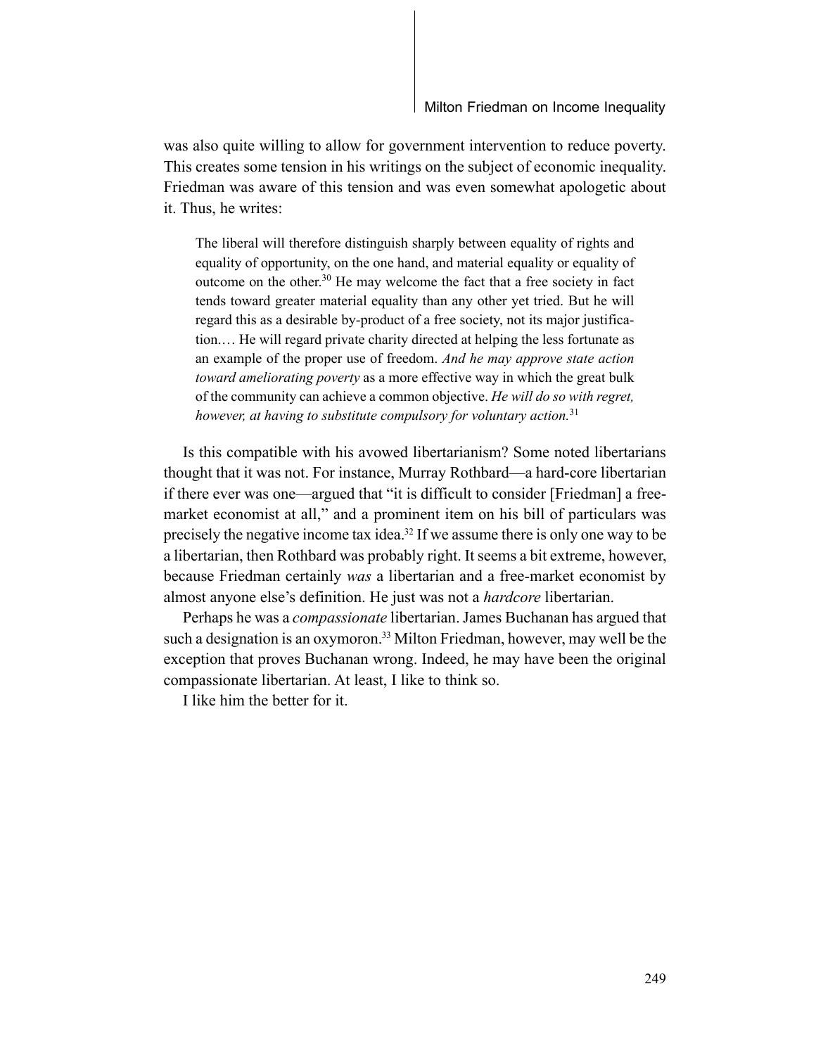was also quite willing to allow for government intervention to reduce poverty. This creates some tension in his writings on the subject of economic inequality. Friedman was aware of this tension and was even somewhat apologetic about it. Thus, he writes:

> The liberal will therefore distinguish sharply between equality of rights and equality of opportunity, on the one hand, and material equality or equality of outcome on the other.[30] He may welcome the fact that a free society in fact tends toward greater material equality than any other yet tried. But he will regard this as a desirable by-product of a free society, not its major justification.… He will regard private charity directed at helping the less fortunate as an example of the proper use of freedom. *And he may approve state action toward ameliorating poverty* as a more effective way in which the great bulk of the community can achieve a common objective. *He will do so with regret, however, at having to substitute compulsory for voluntary action.*[31]

Is this compatible with his avowed libertarianism? Some noted libertarians thought that it was not. For instance, Murray Rothbard—a hard-core libertarian if there ever was one—argued that "it is difficult to consider [Friedman] a free-market economist at all," and a prominent item on his bill of particulars was precisely the negative income tax idea.[32] If we assume there is only one way to be a libertarian, then Rothbard was probably right. It seems a bit extreme, however, because Friedman certainly *was* a libertarian and a free-market economist by almost anyone else's definition. He just was not a *hardcore* libertarian.

Perhaps he was a *compassionate* libertarian. James Buchanan has argued that such a designation is an oxymoron.[33] Milton Friedman, however, may well be the exception that proves Buchanan wrong. Indeed, he may have been the original compassionate libertarian. At least, I like to think so.

I like him the better for it.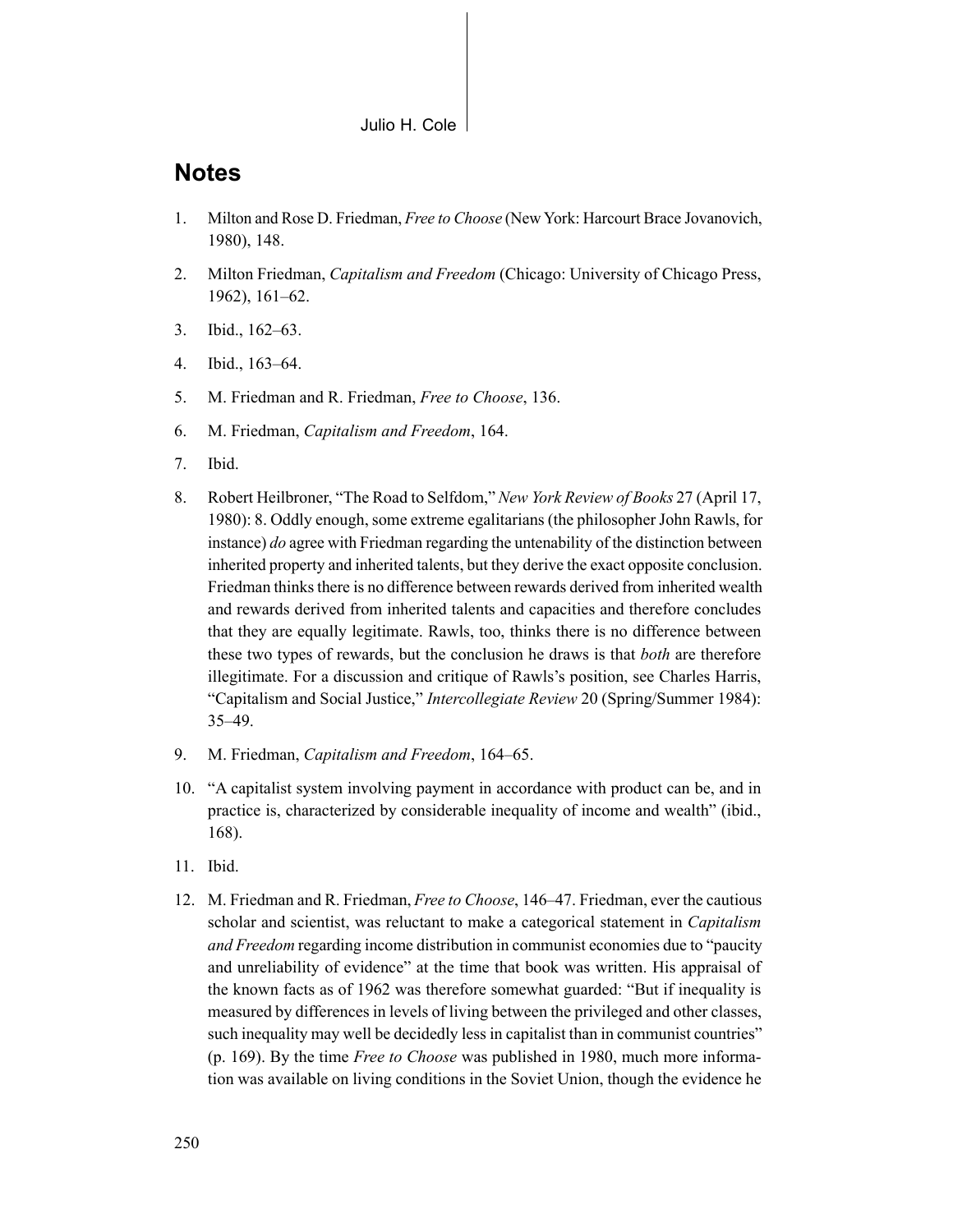## Notes

1. Milton and Rose D. Friedman, *Free to Choose* (New York: Harcourt Brace Jovanovich, 1980), 148.
2. Milton Friedman, *Capitalism and Freedom* (Chicago: University of Chicago Press, 1962), 161–62.
3. Ibid., 162–63.
4. Ibid., 163–64.
5. M. Friedman and R. Friedman, *Free to Choose*, 136.
6. M. Friedman, *Capitalism and Freedom*, 164.
7. Ibid.
8. Robert Heilbroner, "The Road to Selfdom," *New York Review of Books* 27 (April 17, 1980): 8. Oddly enough, some extreme egalitarians (the philosopher John Rawls, for instance) *do* agree with Friedman regarding the untenability of the distinction between inherited property and inherited talents, but they derive the exact opposite conclusion. Friedman thinks there is no difference between rewards derived from inherited wealth and rewards derived from inherited talents and capacities and therefore concludes that they are equally legitimate. Rawls, too, thinks there is no difference between these two types of rewards, but the conclusion he draws is that *both* are therefore illegitimate. For a discussion and critique of Rawls's position, see Charles Harris, "Capitalism and Social Justice," *Intercollegiate Review* 20 (Spring/Summer 1984): 35–49.
9. M. Friedman, *Capitalism and Freedom*, 164–65.
10. "A capitalist system involving payment in accordance with product can be, and in practice is, characterized by considerable inequality of income and wealth" (ibid., 168).
11. Ibid.
12. M. Friedman and R. Friedman, *Free to Choose*, 146–47. Friedman, ever the cautious scholar and scientist, was reluctant to make a categorical statement in *Capitalism and Freedom* regarding income distribution in communist economies due to "paucity and unreliability of evidence" at the time that book was written. His appraisal of the known facts as of 1962 was therefore somewhat guarded: "But if inequality is measured by differences in levels of living between the privileged and other classes, such inequality may well be decidedly less in capitalist than in communist countries" (p. 169). By the time *Free to Choose* was published in 1980, much more information was available on living conditions in the Soviet Union, though the evidence he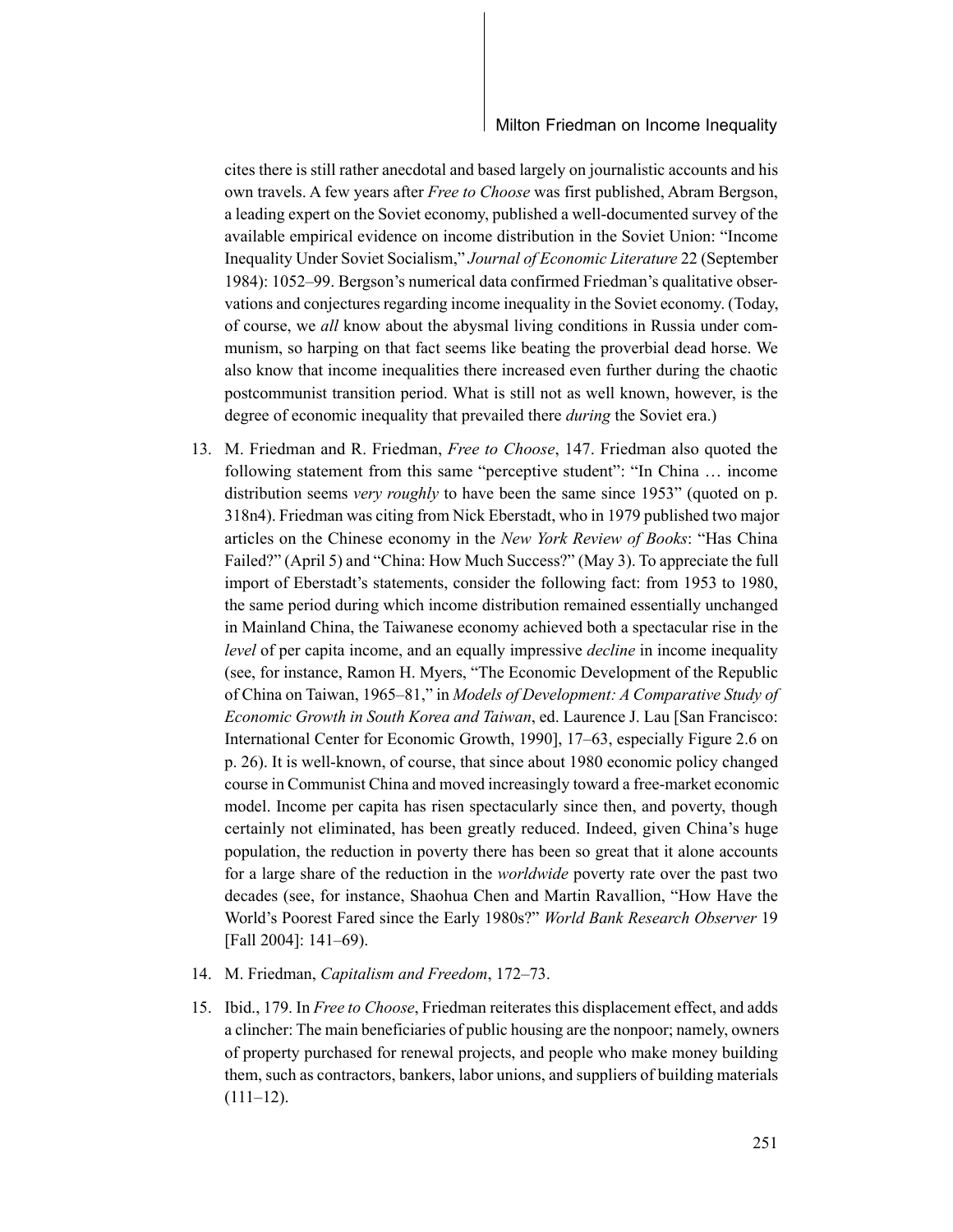cites there is still rather anecdotal and based largely on journalistic accounts and his own travels. A few years after *Free to Choose* was first published, Abram Bergson, a leading expert on the Soviet economy, published a well-documented survey of the available empirical evidence on income distribution in the Soviet Union: "Income Inequality Under Soviet Socialism," *Journal of Economic Literature* 22 (September 1984): 1052–99. Bergson's numerical data confirmed Friedman's qualitative observations and conjectures regarding income inequality in the Soviet economy. (Today, of course, we *all* know about the abysmal living conditions in Russia under communism, so harping on that fact seems like beating the proverbial dead horse. We also know that income inequalities there increased even further during the chaotic postcommunist transition period. What is still not as well known, however, is the degree of economic inequality that prevailed there *during* the Soviet era.)

13. M. Friedman and R. Friedman, *Free to Choose*, 147. Friedman also quoted the following statement from this same "perceptive student": "In China … income distribution seems *very roughly* to have been the same since 1953" (quoted on p. 318n4). Friedman was citing from Nick Eberstadt, who in 1979 published two major articles on the Chinese economy in the *New York Review of Books*: "Has China Failed?" (April 5) and "China: How Much Success?" (May 3). To appreciate the full import of Eberstadt's statements, consider the following fact: from 1953 to 1980, the same period during which income distribution remained essentially unchanged in Mainland China, the Taiwanese economy achieved both a spectacular rise in the *level* of per capita income, and an equally impressive *decline* in income inequality (see, for instance, Ramon H. Myers, "The Economic Development of the Republic of China on Taiwan, 1965–81," in *Models of Development: A Comparative Study of Economic Growth in South Korea and Taiwan*, ed. Laurence J. Lau [San Francisco: International Center for Economic Growth, 1990], 17–63, especially Figure 2.6 on p. 26). It is well-known, of course, that since about 1980 economic policy changed course in Communist China and moved increasingly toward a free-market economic model. Income per capita has risen spectacularly since then, and poverty, though certainly not eliminated, has been greatly reduced. Indeed, given China's huge population, the reduction in poverty there has been so great that it alone accounts for a large share of the reduction in the *worldwide* poverty rate over the past two decades (see, for instance, Shaohua Chen and Martin Ravallion, "How Have the World's Poorest Fared since the Early 1980s?" *World Bank Research Observer* 19 [Fall 2004]: 141–69).

14. M. Friedman, *Capitalism and Freedom*, 172–73.

15. Ibid., 179. In *Free to Choose*, Friedman reiterates this displacement effect, and adds a clincher: The main beneficiaries of public housing are the nonpoor; namely, owners of property purchased for renewal projects, and people who make money building them, such as contractors, bankers, labor unions, and suppliers of building materials (111–12).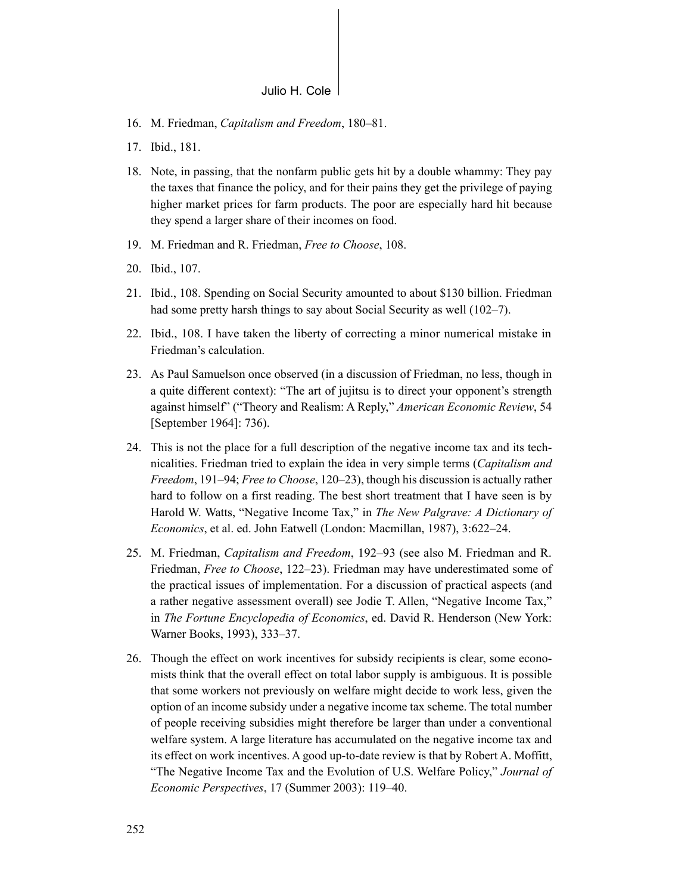16. M. Friedman, *Capitalism and Freedom*, 180–81.
17. Ibid., 181.
18. Note, in passing, that the nonfarm public gets hit by a double whammy: They pay the taxes that finance the policy, and for their pains they get the privilege of paying higher market prices for farm products. The poor are especially hard hit because they spend a larger share of their incomes on food.
19. M. Friedman and R. Friedman, *Free to Choose*, 108.
20. Ibid., 107.
21. Ibid., 108. Spending on Social Security amounted to about $130 billion. Friedman had some pretty harsh things to say about Social Security as well (102–7).
22. Ibid., 108. I have taken the liberty of correcting a minor numerical mistake in Friedman's calculation.
23. As Paul Samuelson once observed (in a discussion of Friedman, no less, though in a quite different context): "The art of jujitsu is to direct your opponent's strength against himself" ("Theory and Realism: A Reply," *American Economic Review*, 54 [September 1964]: 736).
24. This is not the place for a full description of the negative income tax and its technicalities. Friedman tried to explain the idea in very simple terms (*Capitalism and Freedom*, 191–94; *Free to Choose*, 120–23), though his discussion is actually rather hard to follow on a first reading. The best short treatment that I have seen is by Harold W. Watts, "Negative Income Tax," in *The New Palgrave: A Dictionary of Economics*, et al. ed. John Eatwell (London: Macmillan, 1987), 3:622–24.
25. M. Friedman, *Capitalism and Freedom*, 192–93 (see also M. Friedman and R. Friedman, *Free to Choose*, 122–23). Friedman may have underestimated some of the practical issues of implementation. For a discussion of practical aspects (and a rather negative assessment overall) see Jodie T. Allen, "Negative Income Tax," in *The Fortune Encyclopedia of Economics*, ed. David R. Henderson (New York: Warner Books, 1993), 333–37.
26. Though the effect on work incentives for subsidy recipients is clear, some economists think that the overall effect on total labor supply is ambiguous. It is possible that some workers not previously on welfare might decide to work less, given the option of an income subsidy under a negative income tax scheme. The total number of people receiving subsidies might therefore be larger than under a conventional welfare system. A large literature has accumulated on the negative income tax and its effect on work incentives. A good up-to-date review is that by Robert A. Moffitt, "The Negative Income Tax and the Evolution of U.S. Welfare Policy," *Journal of Economic Perspectives*, 17 (Summer 2003): 119–40.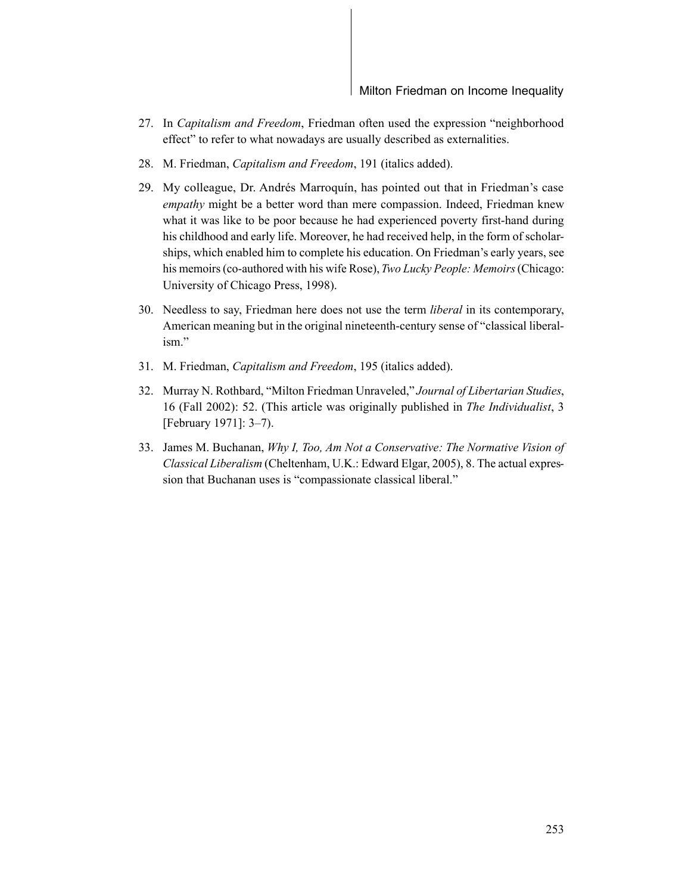27. In *Capitalism and Freedom*, Friedman often used the expression "neighborhood effect" to refer to what nowadays are usually described as externalities.

28. M. Friedman, *Capitalism and Freedom*, 191 (italics added).

29. My colleague, Dr. Andrés Marroquín, has pointed out that in Friedman's case *empathy* might be a better word than mere compassion. Indeed, Friedman knew what it was like to be poor because he had experienced poverty first-hand during his childhood and early life. Moreover, he had received help, in the form of scholarships, which enabled him to complete his education. On Friedman's early years, see his memoirs (co-authored with his wife Rose), *Two Lucky People: Memoirs* (Chicago: University of Chicago Press, 1998).

30. Needless to say, Friedman here does not use the term *liberal* in its contemporary, American meaning but in the original nineteenth-century sense of "classical liberalism."

31. M. Friedman, *Capitalism and Freedom*, 195 (italics added).

32. Murray N. Rothbard, "Milton Friedman Unraveled," *Journal of Libertarian Studies*, 16 (Fall 2002): 52. (This article was originally published in *The Individualist*, 3 [February 1971]: 3–7).

33. James M. Buchanan, *Why I, Too, Am Not a Conservative: The Normative Vision of Classical Liberalism* (Cheltenham, U.K.: Edward Elgar, 2005), 8. The actual expression that Buchanan uses is "compassionate classical liberal."